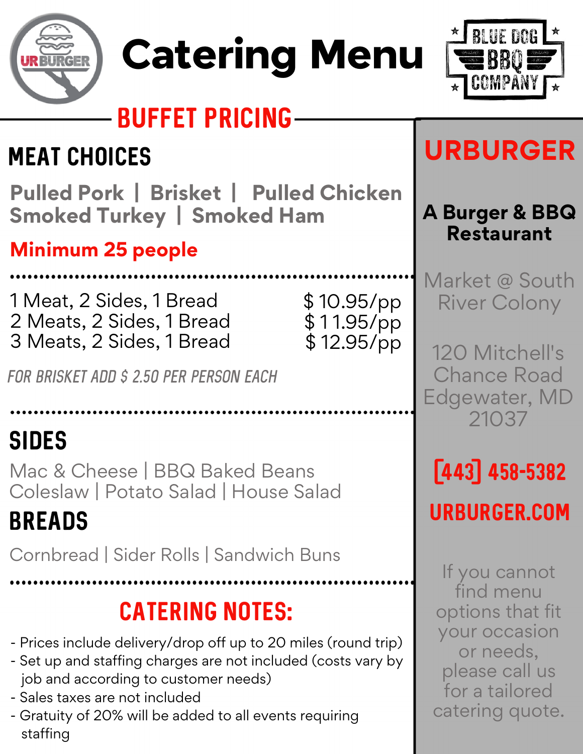# Catering Menu

URBURGER | BLUE DOG BBQ COMPANY

## BUFFET PRICING

### MEAT CHOICES

Pulled Pork | Brisket | Pulled Chicken
Smoked Turkey | Smoked Ham

**Minimum 25 people**

| | |
|---|---|
| 1 Meat, 2 Sides, 1 Bread | $ 10.95/pp |
| 2 Meats, 2 Sides, 1 Bread | $ 11.95/pp |
| 3 Meats, 2 Sides, 1 Bread | $ 12.95/pp |

*FOR BRISKET ADD $ 2.50 PER PERSON EACH*

### SIDES

Mac & Cheese | BBQ Baked Beans
Coleslaw | Potato Salad | House Salad

### BREADS

Cornbread | Sider Rolls | Sandwich Buns

### CATERING NOTES:

- Prices include delivery/drop off up to 20 miles (round trip)
- Set up and staffing charges are not included (costs vary by job and according to customer needs)
- Sales taxes are not included
- Gratuity of 20% will be added to all events requiring staffing

## URBURGER

**A Burger & BBQ Restaurant**

Market @ South River Colony

120 Mitchell's Chance Road
Edgewater, MD
21037

**[443] 458-5382**

**URBURGER.COM**

If you cannot find menu options that fit your occasion or needs, please call us for a tailored catering quote.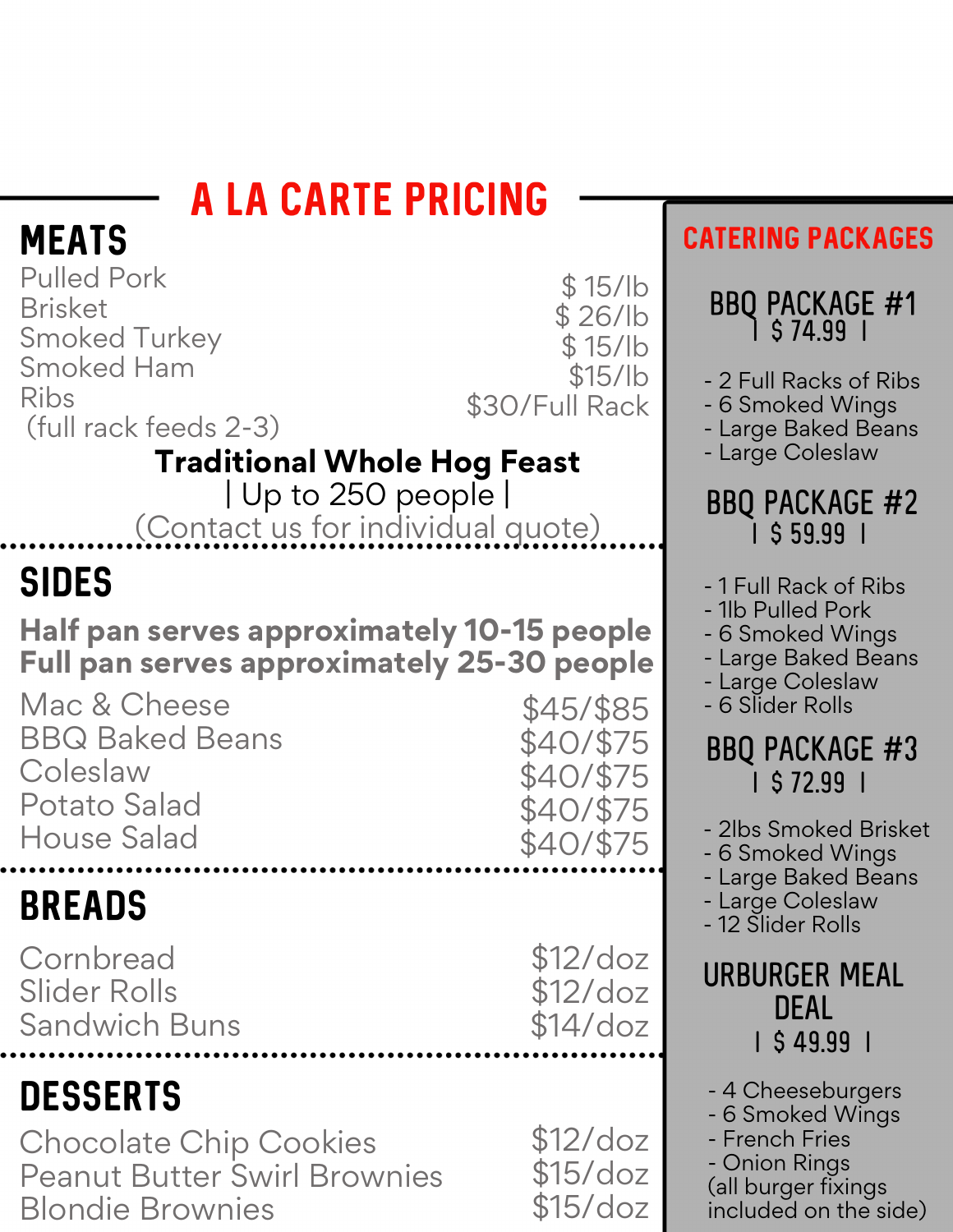# A LA CARTE PRICING

## MEATS

| | |
|---|---|
| Pulled Pork | $ 15/lb |
| Brisket | $ 26/lb |
| Smoked Turkey | $ 15/lb |
| Smoked Ham | $15/lb |
| Ribs (full rack feeds 2-3) | $30/Full Rack |

**Traditional Whole Hog Feast**

| Up to 250 people |

(Contact us for individual quote)

## SIDES

**Half pan serves approximately 10-15 people**
**Full pan serves approximately 25-30 people**

| | |
|---|---|
| Mac & Cheese | $45/$85 |
| BBQ Baked Beans | $40/$75 |
| Coleslaw | $40/$75 |
| Potato Salad | $40/$75 |
| House Salad | $40/$75 |

## BREADS

| | |
|---|---|
| Cornbread | $12/doz |
| Slider Rolls | $12/doz |
| Sandwich Buns | $14/doz |

## DESSERTS

| | |
|---|---|
| Chocolate Chip Cookies | $12/doz |
| Peanut Butter Swirl Brownies | $15/doz |
| Blondie Brownies | $15/doz |

# CATERING PACKAGES

### BBQ PACKAGE #1

| $ 74.99 |

- 2 Full Racks of Ribs
- 6 Smoked Wings
- Large Baked Beans
- Large Coleslaw

### BBQ PACKAGE #2

| $ 59.99 |

- 1 Full Rack of Ribs
- 1lb Pulled Pork
- 6 Smoked Wings
- Large Baked Beans
- Large Coleslaw
- 6 Slider Rolls

### BBQ PACKAGE #3

| $ 72.99 |

- 2lbs Smoked Brisket
- 6 Smoked Wings
- Large Baked Beans
- Large Coleslaw
- 12 Slider Rolls

### URBURGER MEAL DEAL

| $ 49.99 |

- 4 Cheeseburgers
- 6 Smoked Wings
- French Fries
- Onion Rings

(all burger fixings included on the side)